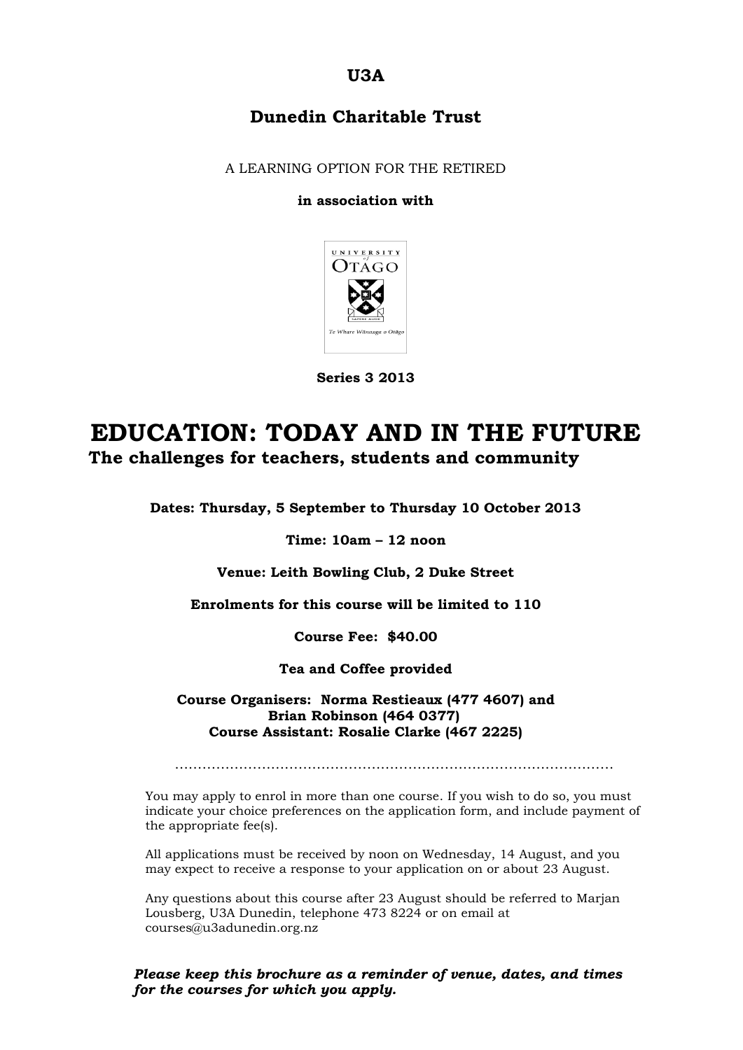**U3A**

**Dunedin Charitable Trust**

A LEARNING OPTION FOR THE RETIRED

**in association with**

UNIVERSITY of OTAGO

Te Whare Wānanga o Otāgo

**Series 3 2013**

# EDUCATION: TODAY AND IN THE FUTURE

## The challenges for teachers, students and community

**Dates: Thursday, 5 September to Thursday 10 October 2013**

**Time: 10am – 12 noon**

**Venue: Leith Bowling Club, 2 Duke Street**

**Enrolments for this course will be limited to 110**

**Course Fee: $40.00**

**Tea and Coffee provided**

**Course Organisers: Norma Restieaux (477 4607) and Brian Robinson (464 0377)**
**Course Assistant: Rosalie Clarke (467 2225)**

.............................................................................................

You may apply to enrol in more than one course. If you wish to do so, you must indicate your choice preferences on the application form, and include payment of the appropriate fee(s).

All applications must be received by noon on Wednesday, 14 August, and you may expect to receive a response to your application on or about 23 August.

Any questions about this course after 23 August should be referred to Marjan Lousberg, U3A Dunedin, telephone 473 8224 or on email at courses@u3adunedin.org.nz

***Please keep this brochure as a reminder of venue, dates, and times for the courses for which you apply.***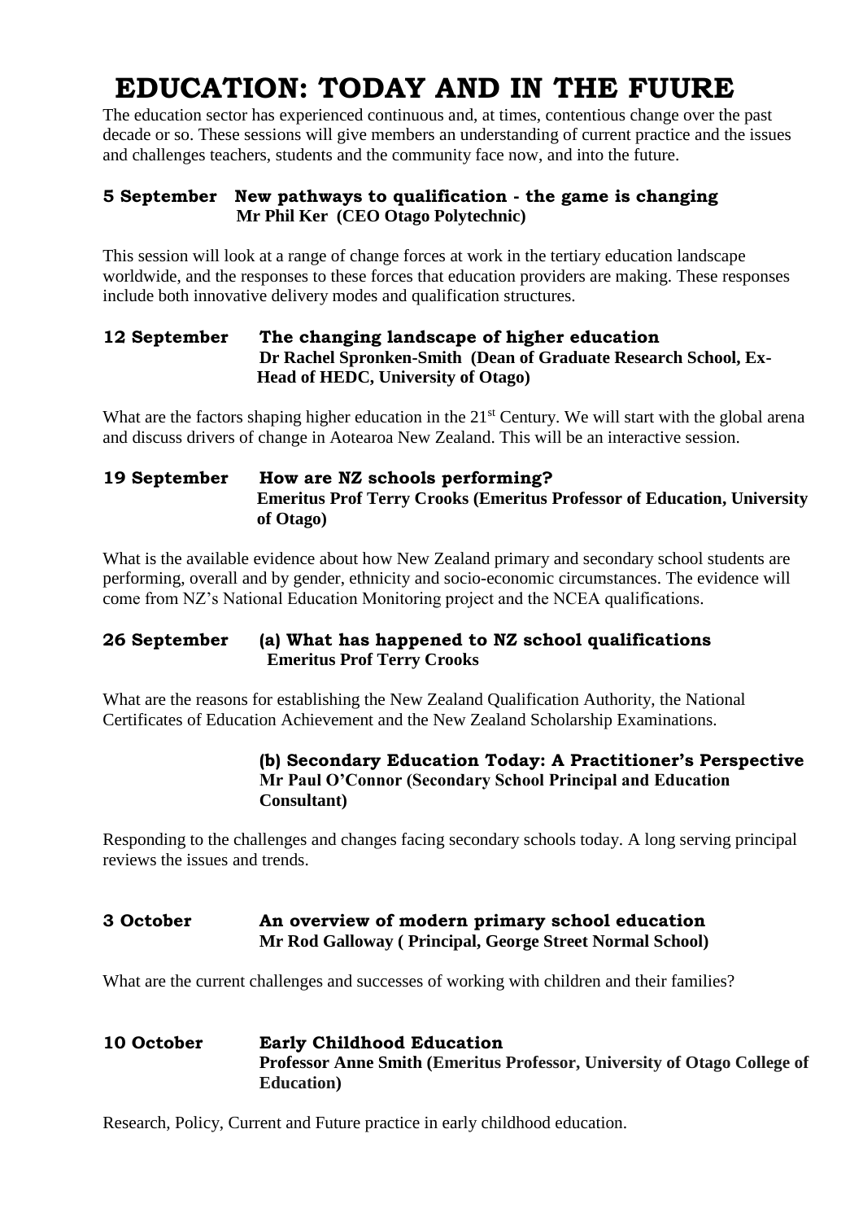# EDUCATION: TODAY AND IN THE FUURE

The education sector has experienced continuous and, at times, contentious change over the past decade or so. These sessions will give members an understanding of current practice and the issues and challenges teachers, students and the community face now, and into the future.

**5 September New pathways to qualification - the game is changing**
**Mr Phil Ker (CEO Otago Polytechnic)**

This session will look at a range of change forces at work in the tertiary education landscape worldwide, and the responses to these forces that education providers are making. These responses include both innovative delivery modes and qualification structures.

**12 September The changing landscape of higher education**
**Dr Rachel Spronken-Smith (Dean of Graduate Research School, Ex-Head of HEDC, University of Otago)**

What are the factors shaping higher education in the 21st Century. We will start with the global arena and discuss drivers of change in Aotearoa New Zealand. This will be an interactive session.

**19 September How are NZ schools performing?**
**Emeritus Prof Terry Crooks (Emeritus Professor of Education, University of Otago)**

What is the available evidence about how New Zealand primary and secondary school students are performing, overall and by gender, ethnicity and socio-economic circumstances. The evidence will come from NZ's National Education Monitoring project and the NCEA qualifications.

**26 September (a) What has happened to NZ school qualifications**
**Emeritus Prof Terry Crooks**

What are the reasons for establishing the New Zealand Qualification Authority, the National Certificates of Education Achievement and the New Zealand Scholarship Examinations.

**(b) Secondary Education Today: A Practitioner's Perspective**
**Mr Paul O'Connor (Secondary School Principal and Education Consultant)**

Responding to the challenges and changes facing secondary schools today. A long serving principal reviews the issues and trends.

**3 October An overview of modern primary school education**
**Mr Rod Galloway ( Principal, George Street Normal School)**

What are the current challenges and successes of working with children and their families?

**10 October Early Childhood Education**
**Professor Anne Smith (Emeritus Professor, University of Otago College of Education)**

Research, Policy, Current and Future practice in early childhood education.